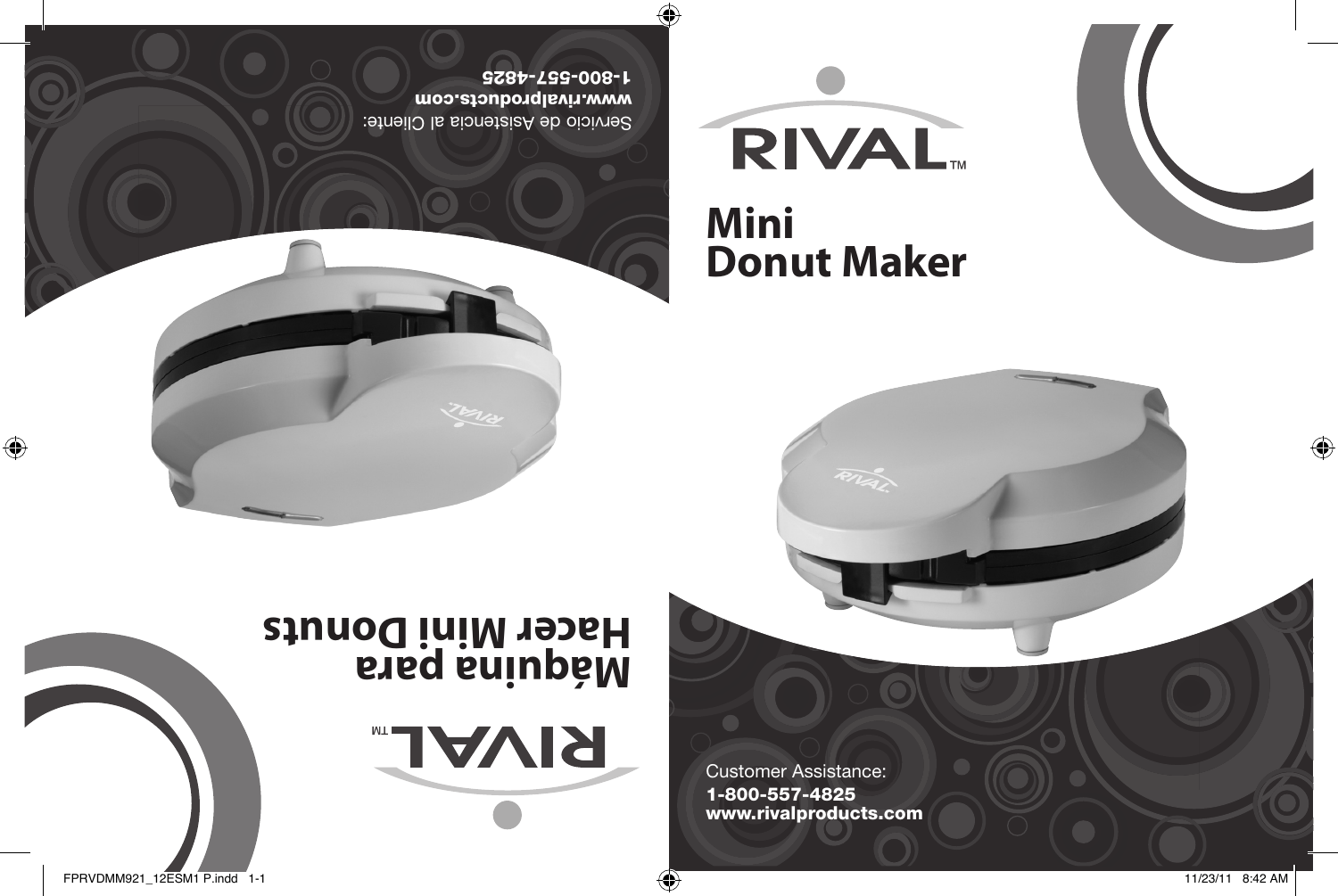# RIVAL™

## Mini Donut Maker

Customer Assistance:
**1-800-557-4825**
**www.rivalproducts.com**

# RIVAL™

## Máquina para Hacer Mini Donuts

Servicio de Asistencia al Cliente:
**www.rivalproducts.com**
**1-800-557-4825**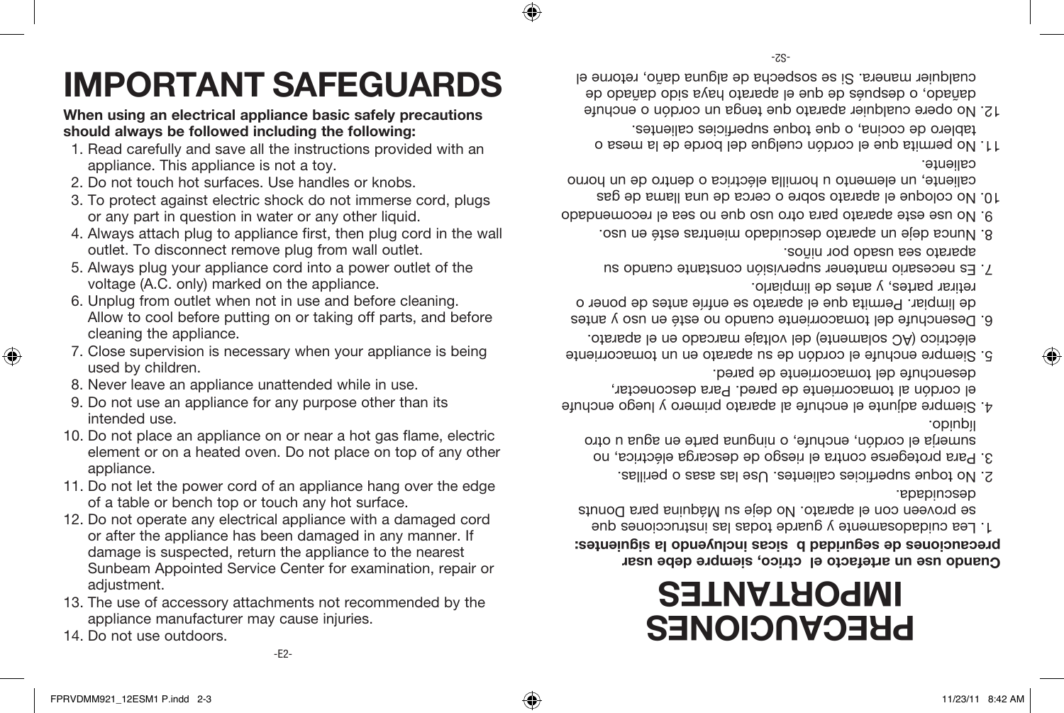# IMPORTANT SAFEGUARDS

**When using an electrical appliance basic safely precautions should always be followed including the following:**

1. Read carefully and save all the instructions provided with an appliance. This appliance is not a toy.
2. Do not touch hot surfaces. Use handles or knobs.
3. To protect against electric shock do not immerse cord, plugs or any part in question in water or any other liquid.
4. Always attach plug to appliance first, then plug cord in the wall outlet. To disconnect remove plug from wall outlet.
5. Always plug your appliance cord into a power outlet of the voltage (A.C. only) marked on the appliance.
6. Unplug from outlet when not in use and before cleaning. Allow to cool before putting on or taking off parts, and before cleaning the appliance.
7. Close supervision is necessary when your appliance is being used by children.
8. Never leave an appliance unattended while in use.
9. Do not use an appliance for any purpose other than its intended use.
10. Do not place an appliance on or near a hot gas flame, electric element or on a heated oven. Do not place on top of any other appliance.
11. Do not let the power cord of an appliance hang over the edge of a table or bench top or touch any hot surface.
12. Do not operate any electrical appliance with a damaged cord or after the appliance has been damaged in any manner. If damage is suspected, return the appliance to the nearest Sunbeam Appointed Service Center for examination, repair or adjustment.
13. The use of accessory attachments not recommended by the appliance manufacturer may cause injuries.
14. Do not use outdoors.

# PRECAUCIONES IMPORTANTES

**Cuando use un artefacto el ctrico, siempre debe usar precauciones de seguridad b sicas incluyendo la siguientes:**

1. Lea cuidadosamente y guarde todas las instrucciones que se proveen con el aparato. No deje su Máquina para Donuts descuidada.
2. No toque superficies calientes. Use las asas o perillas.
3. Para protegerse contra el riesgo de descarga eléctrica, no sumerja el cordón, enchufe, o ninguna parte en agua u otro líquido.
4. Siempre adjunte el enchufe al aparato primero y luego enchufe el cordón al tomacorriente de pared. Para desconectar, desenchufe del tomacorriente de pared.
5. Siempre enchufe el cordón de su aparato en un tomacorriente eléctrico (AC solamente) del voltaje marcado en el aparato.
6. Desenchufe del tomacorriente cuando no esté en uso y antes de limpiar. Permita que el aparato se enfríe antes de poner o retirar partes, y antes de limpiarlo.
7. Es necesario mantener supervisión constante cuando su aparato sea usado por niños.
8. Nunca deje un aparato descuidado mientras esté en uso.
9. No use este aparato para otro uso que no sea el recomendado
10. No coloque el aparato sobre o cerca de una llama de gas caliente, un elemento u hornilla eléctrica o dentro de un horno caliente.
11. No permita que el cordón cuelgue del borde de la mesa o tablero de cocina, o que toque superficies calientes.
12. No opere cualquier aparato que tenga un cordón o enchufe dañado, o después de que el aparato haya sido dañado de cualquier manera. Si se sospecha de alguna daño, retorne el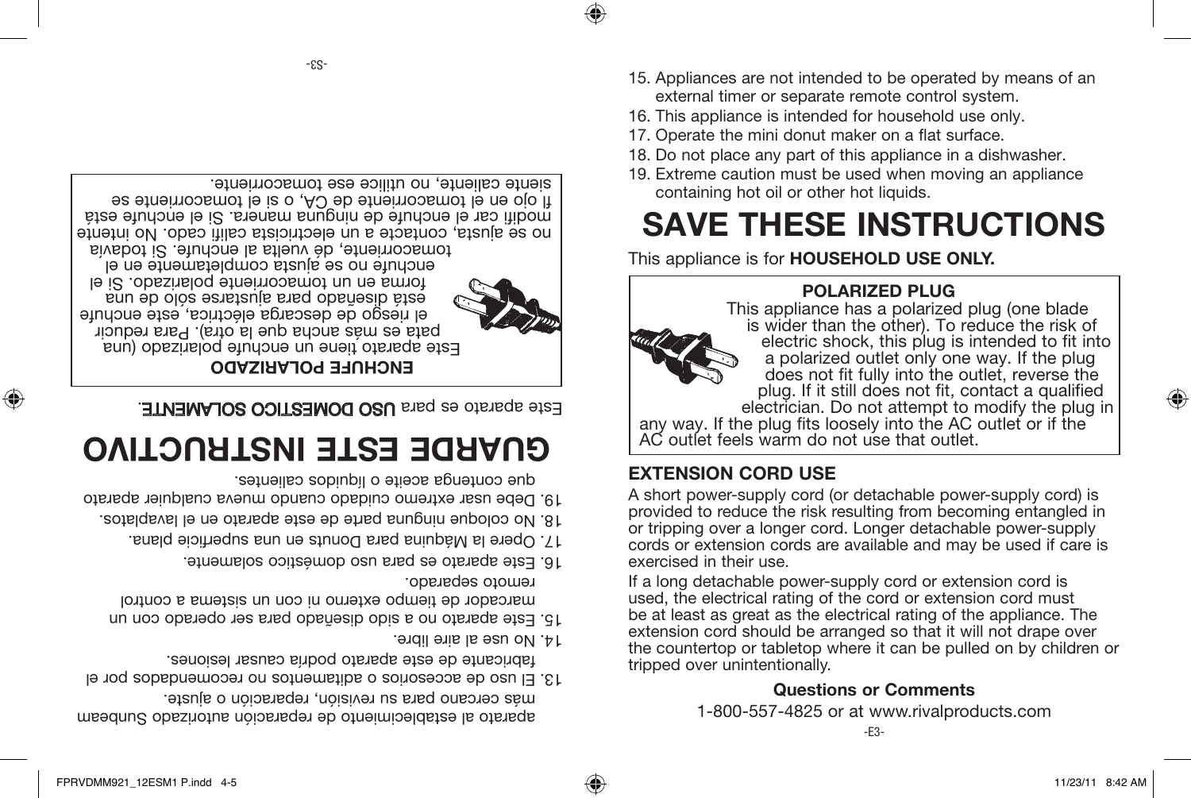aparato al establecimiento de reparación autorizado Sunbeam más cercano para su revisión, reparación o ajuste.

13. El uso de accesorios o aditamentos no recomendados por el fabricante de este aparato podría causar lesiones.
14. No use al aire libre.
15. Este aparato no a sido diseñado para ser operado con un marcador de tiempo externo ni con un sistema a control remoto separado.
16. Este aparato es para uso doméstico solamente.
17. Opere la Máquina para Donuts en una superficie plana.
18. No coloque ninguna parte de este aparato en el lavaplatos.
19. Debe usar extremo cuidado cuando mueva cualquier aparato que contenga aceite o líquidos calientes.

# GUARDE ESTE INSTRUCTIVO

Este aparato es para **USO DOMESTICO SOLAMENTE.**

**ENCHUFE POLARIZADO**

Este aparato tiene un enchufe polarizado (una pata es más ancha que la otra). Para reducir el riesgo de descarga eléctrica, este enchufe está diseñado para ajustarse sólo de una forma en un tomacorriente polarizado. Si el enchufe no se ajusta completamente en el tomacorriente, dé vuelta al enchufe. Si todavía no se ajusta, contacte a un electricista califi cado. No intente modifi car el enchufe de ninguna manera. Si el enchufe está fl ojo en el tomacorriente de CA, o si el tomacorriente se siente caliente, no utilice ese tomacorriente.

15. Appliances are not intended to be operated by means of an external timer or separate remote control system.
16. This appliance is intended for household use only.
17. Operate the mini donut maker on a flat surface.
18. Do not place any part of this appliance in a dishwasher.
19. Extreme caution must be used when moving an appliance containing hot oil or other hot liquids.

# SAVE THESE INSTRUCTIONS

This appliance is for **HOUSEHOLD USE ONLY.**

**POLARIZED PLUG**

This appliance has a polarized plug (one blade is wider than the other). To reduce the risk of electric shock, this plug is intended to fit into a polarized outlet only one way. If the plug does not fit fully into the outlet, reverse the plug. If it still does not fit, contact a qualified electrician. Do not attempt to modify the plug in any way. If the plug fits loosely into the AC outlet or if the AC outlet feels warm do not use that outlet.

## EXTENSION CORD USE

A short power-supply cord (or detachable power-supply cord) is provided to reduce the risk resulting from becoming entangled in or tripping over a longer cord. Longer detachable power-supply cords or extension cords are available and may be used if care is exercised in their use.

If a long detachable power-supply cord or extension cord is used, the electrical rating of the cord or extension cord must be at least as great as the electrical rating of the appliance. The extension cord should be arranged so that it will not drape over the countertop or tabletop where it can be pulled on by children or tripped over unintentionally.

**Questions or Comments**

1-800-557-4825 or at www.rivalproducts.com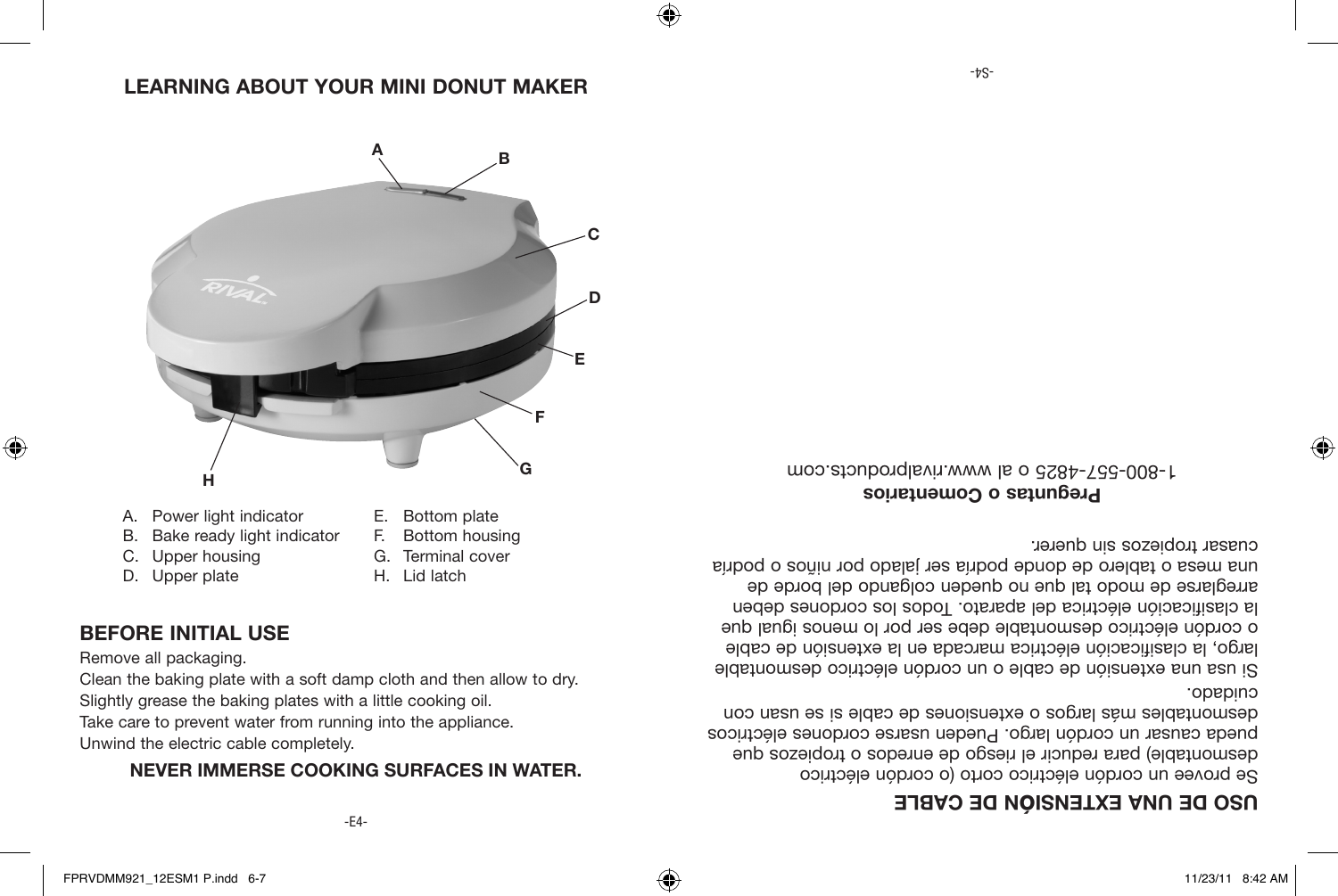## LEARNING ABOUT YOUR MINI DONUT MAKER

A. Power light indicator
B. Bake ready light indicator
C. Upper housing
D. Upper plate
E. Bottom plate
F. Bottom housing
G. Terminal cover
H. Lid latch

## BEFORE INITIAL USE

Remove all packaging.

Clean the baking plate with a soft damp cloth and then allow to dry.

Slightly grease the baking plates with a little cooking oil.

Take care to prevent water from running into the appliance.

Unwind the electric cable completely.

**NEVER IMMERSE COOKING SURFACES IN WATER.**

## USO DE UNA EXTENSIÓN DE CABLE

Se provee un cordón eléctrico corto (o cordón eléctrico desmontable) para reducir el riesgo de enredos o tropiezos que pueda causar un cordón largo. Pueden usarse cordones eléctricos desmontables más largos o extensiones de cable si se usan con cuidado.

Si usa una extensión de cable o un cordón eléctrico desmontable largo, la clasificación eléctrica marcada en la extensión de cable o cordón eléctrico desmontable debe ser por lo menos igual que la clasificación eléctrica del aparato. Todos los cordones deben arreglarse de modo tal que no queden colgando del borde de una mesa o tablero de donde podría ser jalado por niños o podría cuasar tropiezos sin querer.

**Preguntas o Comentarios**

1-800-557-4825 o al www.rivalproducts.com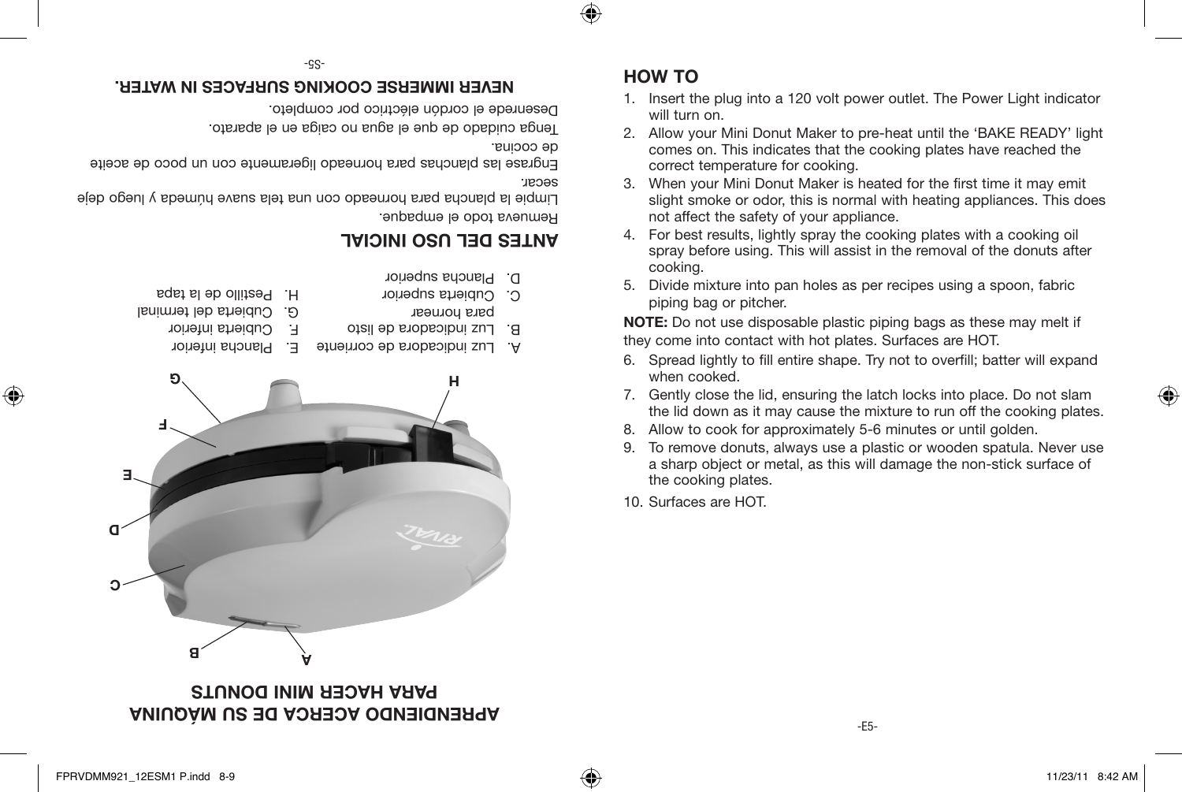## APRENDIENDO ACERCA DE SU MÁQUINA PARA HACER MINI DONUTS

A. Luz indicadora de corriente
B. Luz indicadora de listo para hornear
C. Cubierta superior
D. Plancha superior
E. Plancha inferior
F. Cubierta inferior
G. Cubierta del terminal
H. Pestillo de la tapa

## ANTES DEL USO INICIAL

Remueva todo el empaque.

Limpie la plancha para horneado con una tela suave húmeda y luego deje secar.

Engrase las planchas para horneado ligeramente con un poco de aceite de cocina.

Tenga cuidado de que el agua no caiga en el aparato.

Desenrede el cordón eléctrico por completo.

**NEVER IMMERSE COOKING SURFACES IN WATER.**

## HOW TO

1. Insert the plug into a 120 volt power outlet. The Power Light indicator will turn on.
2. Allow your Mini Donut Maker to pre-heat until the 'BAKE READY' light comes on. This indicates that the cooking plates have reached the correct temperature for cooking.
3. When your Mini Donut Maker is heated for the first time it may emit slight smoke or odor, this is normal with heating appliances. This does not affect the safety of your appliance.
4. For best results, lightly spray the cooking plates with a cooking oil spray before using. This will assist in the removal of the donuts after cooking.
5. Divide mixture into pan holes as per recipes using a spoon, fabric piping bag or pitcher.

**NOTE:** Do not use disposable plastic piping bags as these may melt if they come into contact with hot plates. Surfaces are HOT.

6. Spread lightly to fill entire shape. Try not to overfill; batter will expand when cooked.
7. Gently close the lid, ensuring the latch locks into place. Do not slam the lid down as it may cause the mixture to run off the cooking plates.
8. Allow to cook for approximately 5-6 minutes or until golden.
9. To remove donuts, always use a plastic or wooden spatula. Never use a sharp object or metal, as this will damage the non-stick surface of the cooking plates.
10. Surfaces are HOT.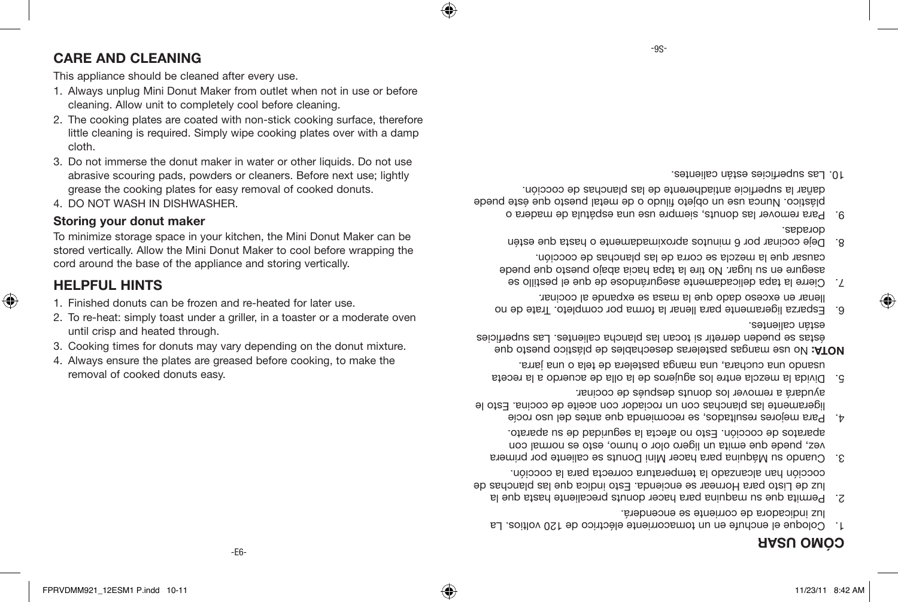## CARE AND CLEANING

This appliance should be cleaned after every use.

1. Always unplug Mini Donut Maker from outlet when not in use or before cleaning. Allow unit to completely cool before cleaning.
2. The cooking plates are coated with non-stick cooking surface, therefore little cleaning is required. Simply wipe cooking plates over with a damp cloth.
3. Do not immerse the donut maker in water or other liquids. Do not use abrasive scouring pads, powders or cleaners. Before next use; lightly grease the cooking plates for easy removal of cooked donuts.
4. DO NOT WASH IN DISHWASHER.

### Storing your donut maker

To minimize storage space in your kitchen, the Mini Donut Maker can be stored vertically. Allow the Mini Donut Maker to cool before wrapping the cord around the base of the appliance and storing vertically.

## HELPFUL HINTS

1. Finished donuts can be frozen and re-heated for later use.
2. To re-heat: simply toast under a griller, in a toaster or a moderate oven until crisp and heated through.
3. Cooking times for donuts may vary depending on the donut mixture.
4. Always ensure the plates are greased before cooking, to make the removal of cooked donuts easy.

## CÓMO USAR

1. Coloque el enchufe en un tomacorriente eléctrico de 120 voltios. La luz indicadora de corriente se encenderá.
2. Permita que su maquina para hacer donuts precaliente hasta que la luz de Listo para Hornear se encienda. Esto indica que las planchas de cocción han alcanzado la temperatura correcta para la cocción.
3. Cuando su Máquina para hacer Mini Donuts se caliente por primera vez, puede que emita un ligero olor o humo, esto es normal con aparatos de cocción. Esto no afecta la seguridad de su aparato.
4. Para mejores resultados, se recomienda que antes del uso rocíe ligeramente las planchas con un rociador con aceite de cocina. Esto le ayudará a remover los donuts después de cocinar.
5. Divida la mezcla entre los agujeros de la olla de acuerdo a la receta usando una cuchara, una manga pastelera de tela o una jarra.

   **NOTA:** No use mangas pasteleras desechables de plástico puesto que éstas se pueden derretir si tocan las plancha calientes. Las superficies están calientes.
6. Esparza ligeramente para llenar la forma por completo. Trate de no llenar en exceso dado que la masa se expande al cocinar.
7. Cierre la tapa delicadamente asegurándose de que el pestillo se asegure en su lugar. No tire la tapa hacia abajo puesto que puede causar que la mezcla se corra de las planchas de cocción.
8. Deje cocinar por 6 minutos aproximadamente o hasta que estén doradas.
9. Para remover las donuts, siempre use una espátula de madera o plástico. Nunca use un objeto filudo o de metal puesto que éste puede dañar la superficie antiadherente de las planchas de cocción.
10. Las superficies están calientes.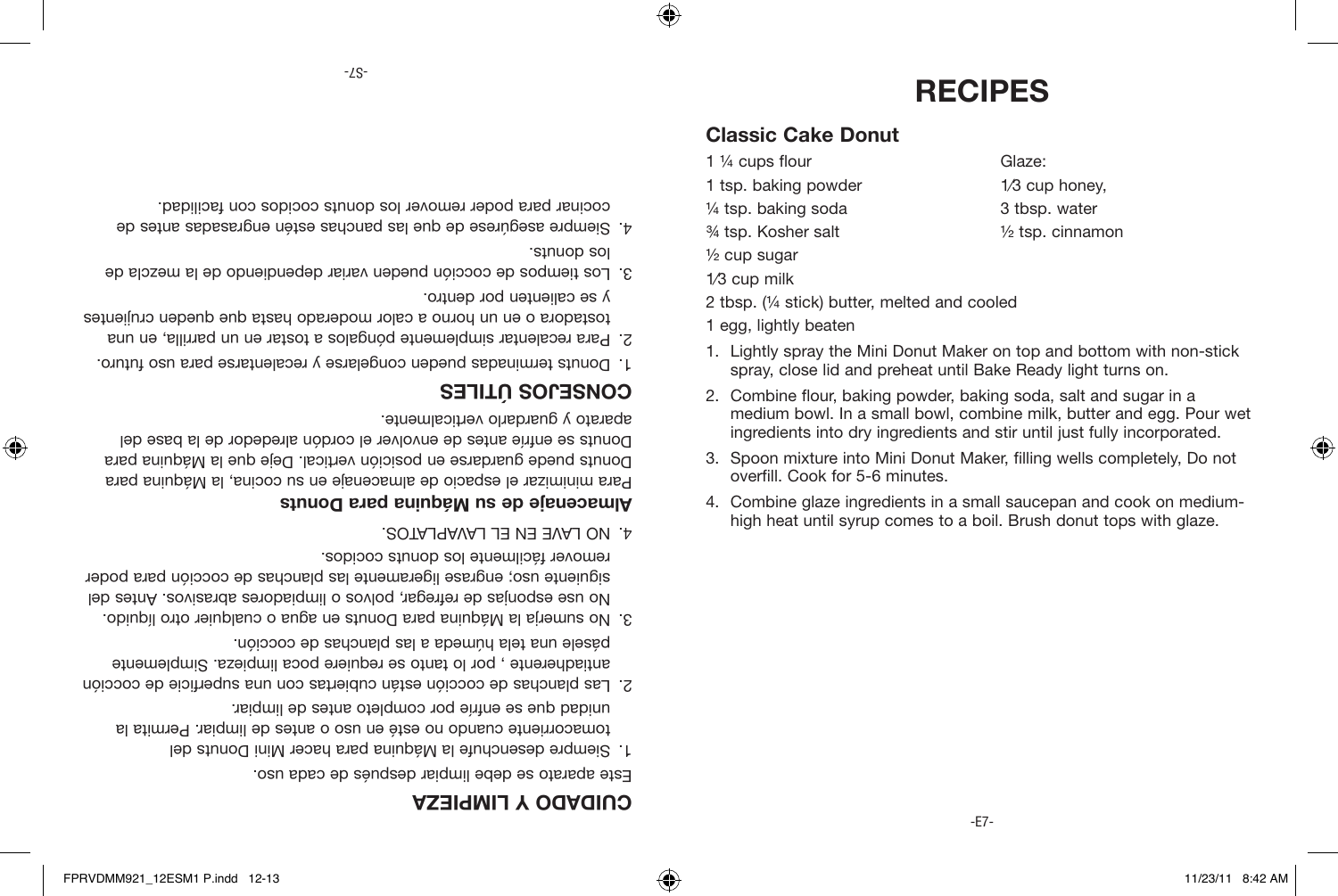# CUIDADO Y LIMPIEZA

Este aparato se debe limpiar después de cada uso.

1. Siempre desenchufe la Máquina para hacer Mini Donuts del tomacorriente cuando no esté en uso o antes de limpiar. Permita la unidad que se enfríe por completo antes de limpiar.
2. Las planchas de cocción están cubiertas con una superficie de cocción antiadherente , por lo tanto se requiere poca limpieza. Simplemente pásele una tela húmeda a las planchas de cocción.
3. No sumerja la Máquina para Donuts en agua o cualquier otro líquido. No use esponjas de refregar, polvos o limpiadores abrasivos. Antes del siguiente uso; engrase ligeramente las planchas de cocción para poder remover fácilmente los donuts cocidos.
4. NO LAVE EN EL LAVAPLATOS.

### Almacenaje de su Máquina para Donuts

Para minimizar el espacio de almacenaje en su cocina, la Máquina para Donuts puede guardarse en posición vertical. Deje que la Máquina para Donuts se enfríe antes de envolver el cordón alrededor de la base del aparato y guardarlo verticalmente.

# CONSEJOS ÚTILES

1. Donuts terminadas pueden congelarse y recalentarse para uso futuro.
2. Para recalentar simplemente póngalos a tostar en un parrilla, en una tostadora o en un horno a calor moderado hasta que queden crujientes y se calienten por dentro.
3. Los tiempos de cocción pueden variar dependiendo de la mezcla de los donuts.
4. Siempre asegúrese de que las panchas estén engrasadas antes de cocinar para poder remover los donuts cocidos con facilidad.

# RECIPES

## Classic Cake Donut

- 1 ¼ cups flour
- 1 tsp. baking powder
- ¼ tsp. baking soda
- ¾ tsp. Kosher salt
- ½ cup sugar
- 1⁄3 cup milk
- 2 tbsp. (¼ stick) butter, melted and cooled
- 1 egg, lightly beaten

Glaze:

- 1⁄3 cup honey,
- 3 tbsp. water
- ½ tsp. cinnamon

1. Lightly spray the Mini Donut Maker on top and bottom with non-stick spray, close lid and preheat until Bake Ready light turns on.
2. Combine flour, baking powder, baking soda, salt and sugar in a medium bowl. In a small bowl, combine milk, butter and egg. Pour wet ingredients into dry ingredients and stir until just fully incorporated.
3. Spoon mixture into Mini Donut Maker, filling wells completely, Do not overfill. Cook for 5-6 minutes.
4. Combine glaze ingredients in a small saucepan and cook on medium-high heat until syrup comes to a boil. Brush donut tops with glaze.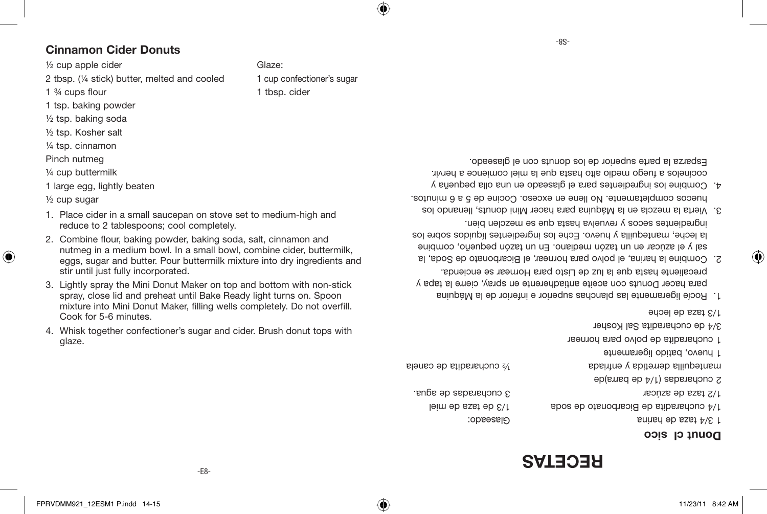## Cinnamon Cider Donuts

½ cup apple cider
2 tbsp. (¼ stick) butter, melted and cooled
1 ¾ cups flour
1 tsp. baking powder
½ tsp. baking soda
½ tsp. Kosher salt
¼ tsp. cinnamon
Pinch nutmeg
¼ cup buttermilk
1 large egg, lightly beaten
½ cup sugar

Glaze:
1 cup confectioner's sugar
1 tbsp. cider

1. Place cider in a small saucepan on stove set to medium-high and reduce to 2 tablespoons; cool completely.
2. Combine flour, baking powder, baking soda, salt, cinnamon and nutmeg in a medium bowl. In a small bowl, combine cider, buttermilk, eggs, sugar and butter. Pour buttermilk mixture into dry ingredients and stir until just fully incorporated.
3. Lightly spray the Mini Donut Maker on top and bottom with non-stick spray, close lid and preheat until Bake Ready light turns on. Spoon mixture into Mini Donut Maker, filling wells completely. Do not overfill. Cook for 5-6 minutes.
4. Whisk together confectioner's sugar and cider. Brush donut tops with glaze.

# RECETAS

## Donut cl sico

1 3/4 taza de harina
1/4 cucharadita de Bicarbonato de soda
1/2 taza de azúcar
2 cucharadas (1/4 de barra)de mantequilla derretida y enfriada
1 huevo, batido ligeramente
1 cucharadita de polvo para hornear
3/4 de cucharadita Sal Kosher
1/3 taza de leche

Glaseado:
1/3 de taza de miel
3 cucharadas de agua.
½ cucharadita de canela

1. Rocíe ligeramente las planchas superior e inferior de la Máquina para hacer Donuts con aceite antiadherente en spray, cierre la tapa y precaliente hasta que la luz de Listo para Hornear se encienda.
2. Combine la harina, el polvo para hornear, el Bicarbonato de Soda, la sal y el azúcar en un tazón mediano. En un tazón pequeño, combine la leche, mantequilla y huevo. Eche los ingredientes líquidos sobre los ingredientes secos y revuelva hasta que se mezclen bien.
3. Vierta la mezcla en la Máquina para hacer Mini donuts, llenando los huecos completamente. No llene en exceso. Cocine de 5 a 6 minutos.
4. Combine los ingredientes para el glaseado en una olla pequeña y cocínelos a fuego medio alto hasta que la miel comience a hervir. Esparza la parte superior de los donuts con el glaseado.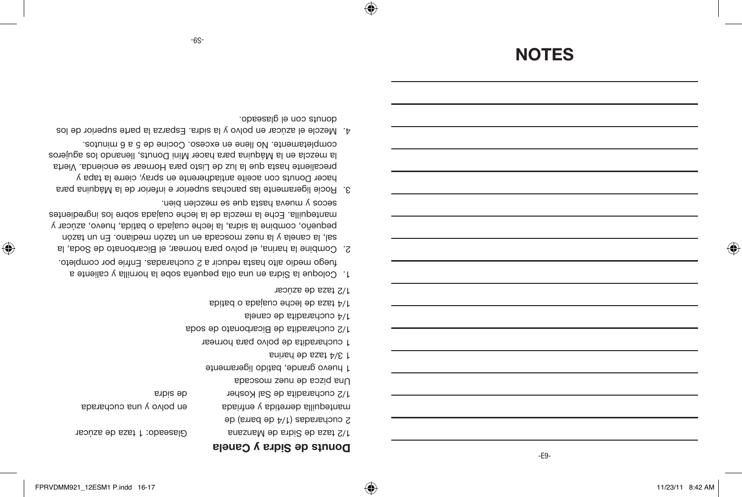## Donuts de Sidra y Canela

1/2 taza de Sidra de Manzana
2 cucharadas (1/4 de barra) de mantequilla derretida y enfriada
1/2 cucharadita de Sal Kosher
Una pizca de nuez moscada
1 huevo grande, batido ligeramente
1 3/4 taza de harina
1 cucharadita de polvo para hornear
1/2 cucharadita de Bicarbonato de soda
1/4 cucharadita de canela
1/4 taza de leche cuajada o batida
1/2 taza de azúcar

Glaseado: 1 taza de azúcar en polvo y una cucharada de sidra

1. Coloque la Sidra en una olla pequeña sobe la hornilla y caliente a fuego medio alto hasta reducir a 2 cucharadas. Enfríe por completo.
2. Combine la harina, el polvo para hornear, el Bicarbonato de Soda, la sal, la canela y la nuez moscada en un tazón mediano. En un tazón pequeño, combine la sidra, la leche cuajada o batida, huevo, azúcar y mantequilla. Eche la mezcla de la leche cuajada sobre los ingredientes secos y mueva hasta que se mezclen bien.
3. Rocíe ligeramente las panchas superior e inferior de la Máquina para hacer Donuts con aceite antiadherente en spray, cierre la tapa y precaliente hasta que la luz de Listo para Hornear se encienda. Vierta la mezcla en la Máquina para hacer Mini Donuts, llenando los agujeros completamente. No llene en exceso. Cocine de 5 a 6 minutos.
4. Mezcle el azúcar en polvo y la sidra. Esparza la parte superior de los donuts con el glaseado.

# NOTES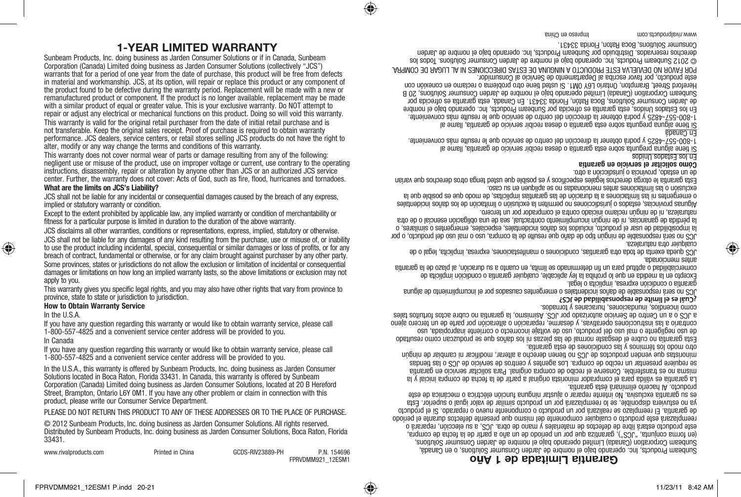# 1-YEAR LIMITED WARRANTY

Sunbeam Products, Inc. doing business as Jarden Consumer Solutions or if in Canada, Sunbeam Corporation (Canada) Limited doing business as Jarden Consumer Solutions (collectively "JCS") warrants that for a period of one year from the date of purchase, this product will be free from defects in material and workmanship. JCS, at its option, will repair or replace this product or any component of the product found to be defective during the warranty period. Replacement will be made with a new or remanufactured product or component. If the product is no longer available, replacement may be made with a similar product of equal or greater value. This is your exclusive warranty. Do NOT attempt to repair or adjust any electrical or mechanical functions on this product. Doing so will void this warranty.

This warranty is valid for the original retail purchaser from the date of initial retail purchase and is not transferable. Keep the original sales receipt. Proof of purchase is required to obtain warranty performance. JCS dealers, service centers, or retail stores selling JCS products do not have the right to alter, modify or any way change the terms and conditions of this warranty.

This warranty does not cover normal wear of parts or damage resulting from any of the following: negligent use or misuse of the product, use on improper voltage or current, use contrary to the operating instructions, disassembly, repair or alteration by anyone other than JCS or an authorized JCS service center. Further, the warranty does not cover: Acts of God, such as fire, flood, hurricanes and tornadoes.

**What are the limits on JCS's Liability?**

JCS shall not be liable for any incidental or consequential damages caused by the breach of any express, implied or statutory warranty or condition.

Except to the extent prohibited by applicable law, any implied warranty or condition of merchantability or fitness for a particular purpose is limited in duration to the duration of the above warranty.

JCS disclaims all other warranties, conditions or representations, express, implied, statutory or otherwise.

JCS shall not be liable for any damages of any kind resulting from the purchase, use or misuse of, or inability to use the product including incidental, special, consequential or similar damages or loss of profits, or for any breach of contract, fundamental or otherwise, or for any claim brought against purchaser by any other party.

Some provinces, states or jurisdictions do not allow the exclusion or limitation of incidental or consequential damages or limitations on how long an implied warranty lasts, so the above limitations or exclusion may not apply to you.

This warranty gives you specific legal rights, and you may also have other rights that vary from province to province, state to state or jurisdiction to jurisdiction.

**How to Obtain Warranty Service**

In the U.S.A.

If you have any question regarding this warranty or would like to obtain warranty service, please call 1-800-557-4825 and a convenient service center address will be provided to you.

In Canada

If you have any question regarding this warranty or would like to obtain warranty service, please call 1-800-557-4825 and a convenient service center address will be provided to you.

In the U.S.A., this warranty is offered by Sunbeam Products, Inc. doing business as Jarden Consumer Solutions located in Boca Raton, Florida 33431. In Canada, this warranty is offered by Sunbeam Corporation (Canada) Limited doing business as Jarden Consumer Solutions, located at 20 B Hereford Street, Brampton, Ontario L6Y 0M1. If you have any other problem or claim in connection with this product, please write our Consumer Service Department.

PLEASE DO NOT RETURN THIS PRODUCT TO ANY OF THESE ADDRESSES OR TO THE PLACE OF PURCHASE.

© 2012 Sunbeam Products, Inc. doing business as Jarden Consumer Solutions. All rights reserved. Distributed by Sunbeam Products, Inc. doing business as Jarden Consumer Solutions, Boca Raton, Florida 33431.

www.rivalproducts.com Printed in China GCDS-RIV23889-PH P.N. 154696
FPRVDMM921_12ESM1

# Garantía Limitada de 1 Año

Sunbeam Products, Inc. operando bajo el nombre de Jarden Consumer Solutions, o en Canadá, Sunbeam Corporation (Canada) Limited operando bajo el nombre de Jarden Consumer Solutions, (en forma conjunta, "JCS"), garantiza que por un período de un año a partir de la fecha de compra, este producto estará libre de defectos de materiales y mano de obra. JCS, a su elección, reparará o reemplazará este producto o cualquier componente del mismo que presente defectos durante el período de garantía. El reemplazo se realizará por un producto o componente nuevo o reparado. Si el producto ya no estuviera disponible, se lo reemplazará por un producto similar de valor igual o superior. Ésta es su garantía exclusiva. No intente reparar o ajustar ninguna función eléctrica o mecánica de este producto. Al hacerlo elminará ésta garantía.

La garantía es válida para el comprador minorista original a partir de la fecha de compra inicial y la misma no es transferible. Conserve el recibo de compra original. Para solicitar servicio en garantía se requiere presentar un recibo de compra. Los agentes y centros de servicio de JCS o las tiendas minoristas que venden productos de JCS no tienen derecho a alterar, modificar ni cambiar de ningún otro modo los términos y las condiciones de esta garantía.

Esta garantía no cubre el desgaste normal de las piezas ni los daños que se produzcan como resultado de uso negligente o mal uso del producto, uso de voltaje incorrecto o corriente inapropiada, uso contrario a las instrucciones operativas, y desarme, reparación o alteración por parte de un tercero ajeno a JCS o a un Centro de Servicio autorizado por JCS. Asimismo, la garantía no cubre actos fortuitos tales como incendios, inundaciones, huracanes y tornados.

**¿Cuál es el límite de responsabilidad de JCS?**

JCS no será responsable de daños incidentales o emergentes causados por el incumplimiento de alguna garantía o condición expresa, implícita o legal.

Excepto en la medida en que lo prohíba la ley aplicable, cualquier garantía o condición implícita de comerciabilidad o aptitud para un fin determinado se limita, en cuanto a su duración, al plazo de la garantía antes mencionada.

JCS queda exenta de toda otra garantías, condiciones o manifestaciones, expresa, implícita, legal o de cualquier otra naturaleza.

JCS no será responsable de ningún tipo de daño que resulte de la compra, uso o mal uso del producto, o por la imposibilidad de usar el producto, incluidos los daños incidentales, especiales, emergentes o similares, o la pérdida de ganancias, ni de ningún incumplimiento contractual, sea de una obligación esencial o de otra naturaleza, ni de ningún reclamo iniciado contra el comprador por un tercero.

Algunas provincias, estados o jurisdicciones no permiten la exclusión o limitación de los daños incidentales o emergentes ni las limitaciones a la duración de las garantías implícitas, de modo que es posible que la exclusión o las limitaciones antes mencionadas no se apliquen en su caso.

Esta garantía le otorga derechos legales específicos y es posible que usted tenga otros derechos que varían de un estado, provincia o jurisdicción a otro.

**Cómo solicitar el servicio en garantía**

En los Estados Unidos

Si tiene alguna pregunta sobre esta garantía o desea recibir servicio de garantía, llame al 1-800-557-4825 y podrá obtener la dirección del centro de servicio que le resulte más conveniente.

En Canadá

Si tiene alguna pregunta sobre esta garantía o desea recibir servicio de garantía, llame al 1-800-557-4825 y podrá obtener la dirección del centro de servicio que le resulte más conveniente.

En los Estados Unidos, esta garantía es ofrecida por Sunbeam Products, Inc. operando bajo el nombre de Jarden Consumer Solutions, Boca Ratón, Florida 33431. En Canadá, esta garantía es ofrecida por Sunbeam Corporation (Canada) Limited operando bajo el nombre de Jarden Consumer Solutions, 20 B Hereford Street, Brampton, Ontario L6Y 0M1. Si usted tiene otro problema o reclamo en conexión con este producto, por favor escriba al Departamento de Servicio al Consumidor.

POR FAVOR NO DEVUELVA ESTE PRODUCTO A NINGUNA DE ESTAS DIRECCIONES NI AL LUGAR DE COMPRA.

© 2012 Sunbeam Products, Inc. operando bajo el nombre de Jarden Consumer Solutions. Todos los derechos reservados. Distribuido por Sunbeam Products, Inc. operando bajo el nombre de Jarden Consumer Solutions, Boca Raton, Florida 33431.

www.rivalproducts.com Impreso en China